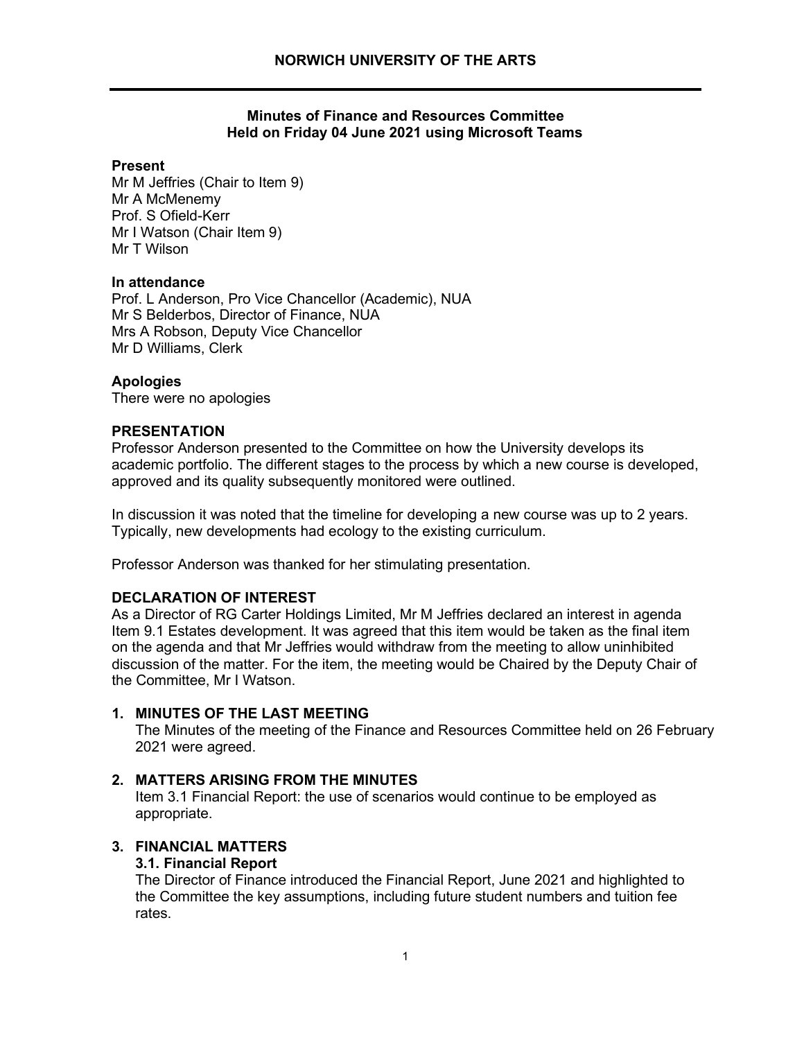# NORWICH UNIVERSITY OF THE ARTS

**Minutes of Finance and Resources Committee**
**Held on Friday 04 June 2021 using Microsoft Teams**

**Present**
Mr M Jeffries (Chair to Item 9)
Mr A McMenemy
Prof. S Ofield-Kerr
Mr I Watson (Chair Item 9)
Mr T Wilson

**In attendance**
Prof. L Anderson, Pro Vice Chancellor (Academic), NUA
Mr S Belderbos, Director of Finance, NUA
Mrs A Robson, Deputy Vice Chancellor
Mr D Williams, Clerk

**Apologies**
There were no apologies

**PRESENTATION**
Professor Anderson presented to the Committee on how the University develops its academic portfolio. The different stages to the process by which a new course is developed, approved and its quality subsequently monitored were outlined.

In discussion it was noted that the timeline for developing a new course was up to 2 years. Typically, new developments had ecology to the existing curriculum.

Professor Anderson was thanked for her stimulating presentation.

**DECLARATION OF INTEREST**
As a Director of RG Carter Holdings Limited, Mr M Jeffries declared an interest in agenda Item 9.1 Estates development. It was agreed that this item would be taken as the final item on the agenda and that Mr Jeffries would withdraw from the meeting to allow uninhibited discussion of the matter. For the item, the meeting would be Chaired by the Deputy Chair of the Committee, Mr I Watson.

1. **MINUTES OF THE LAST MEETING**
   The Minutes of the meeting of the Finance and Resources Committee held on 26 February 2021 were agreed.

2. **MATTERS ARISING FROM THE MINUTES**
   Item 3.1 Financial Report: the use of scenarios would continue to be employed as appropriate.

3. **FINANCIAL MATTERS**

   **3.1. Financial Report**
   The Director of Finance introduced the Financial Report, June 2021 and highlighted to the Committee the key assumptions, including future student numbers and tuition fee rates.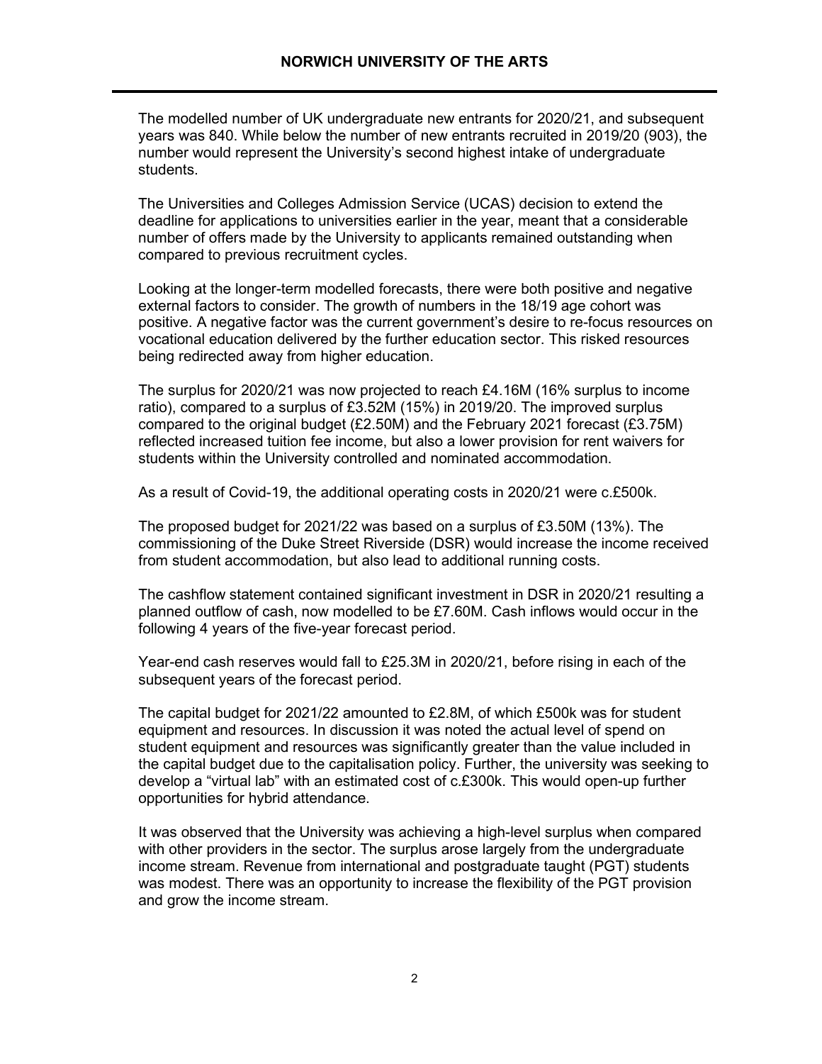The modelled number of UK undergraduate new entrants for 2020/21, and subsequent years was 840. While below the number of new entrants recruited in 2019/20 (903), the number would represent the University's second highest intake of undergraduate students.

The Universities and Colleges Admission Service (UCAS) decision to extend the deadline for applications to universities earlier in the year, meant that a considerable number of offers made by the University to applicants remained outstanding when compared to previous recruitment cycles.

Looking at the longer-term modelled forecasts, there were both positive and negative external factors to consider. The growth of numbers in the 18/19 age cohort was positive. A negative factor was the current government's desire to re-focus resources on vocational education delivered by the further education sector. This risked resources being redirected away from higher education.

The surplus for 2020/21 was now projected to reach £4.16M (16% surplus to income ratio), compared to a surplus of £3.52M (15%) in 2019/20. The improved surplus compared to the original budget (£2.50M) and the February 2021 forecast (£3.75M) reflected increased tuition fee income, but also a lower provision for rent waivers for students within the University controlled and nominated accommodation.

As a result of Covid-19, the additional operating costs in 2020/21 were c.£500k.

The proposed budget for 2021/22 was based on a surplus of £3.50M (13%). The commissioning of the Duke Street Riverside (DSR) would increase the income received from student accommodation, but also lead to additional running costs.

The cashflow statement contained significant investment in DSR in 2020/21 resulting a planned outflow of cash, now modelled to be £7.60M. Cash inflows would occur in the following 4 years of the five-year forecast period.

Year-end cash reserves would fall to £25.3M in 2020/21, before rising in each of the subsequent years of the forecast period.

The capital budget for 2021/22 amounted to £2.8M, of which £500k was for student equipment and resources. In discussion it was noted the actual level of spend on student equipment and resources was significantly greater than the value included in the capital budget due to the capitalisation policy. Further, the university was seeking to develop a "virtual lab" with an estimated cost of c.£300k. This would open-up further opportunities for hybrid attendance.

It was observed that the University was achieving a high-level surplus when compared with other providers in the sector. The surplus arose largely from the undergraduate income stream. Revenue from international and postgraduate taught (PGT) students was modest. There was an opportunity to increase the flexibility of the PGT provision and grow the income stream.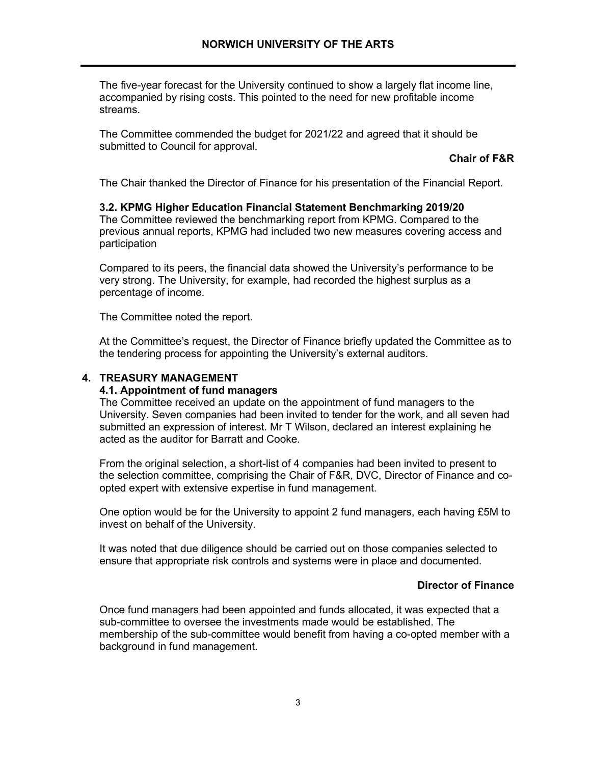The five-year forecast for the University continued to show a largely flat income line, accompanied by rising costs. This pointed to the need for new profitable income streams.

The Committee commended the budget for 2021/22 and agreed that it should be submitted to Council for approval.

**Chair of F&R**

The Chair thanked the Director of Finance for his presentation of the Financial Report.

### 3.2. KPMG Higher Education Financial Statement Benchmarking 2019/20

The Committee reviewed the benchmarking report from KPMG. Compared to the previous annual reports, KPMG had included two new measures covering access and participation

Compared to its peers, the financial data showed the University's performance to be very strong. The University, for example, had recorded the highest surplus as a percentage of income.

The Committee noted the report.

At the Committee's request, the Director of Finance briefly updated the Committee as to the tendering process for appointing the University's external auditors.

## 4. TREASURY MANAGEMENT

### 4.1. Appointment of fund managers

The Committee received an update on the appointment of fund managers to the University. Seven companies had been invited to tender for the work, and all seven had submitted an expression of interest. Mr T Wilson, declared an interest explaining he acted as the auditor for Barratt and Cooke.

From the original selection, a short-list of 4 companies had been invited to present to the selection committee, comprising the Chair of F&R, DVC, Director of Finance and co-opted expert with extensive expertise in fund management.

One option would be for the University to appoint 2 fund managers, each having £5M to invest on behalf of the University.

It was noted that due diligence should be carried out on those companies selected to ensure that appropriate risk controls and systems were in place and documented.

**Director of Finance**

Once fund managers had been appointed and funds allocated, it was expected that a sub-committee to oversee the investments made would be established. The membership of the sub-committee would benefit from having a co-opted member with a background in fund management.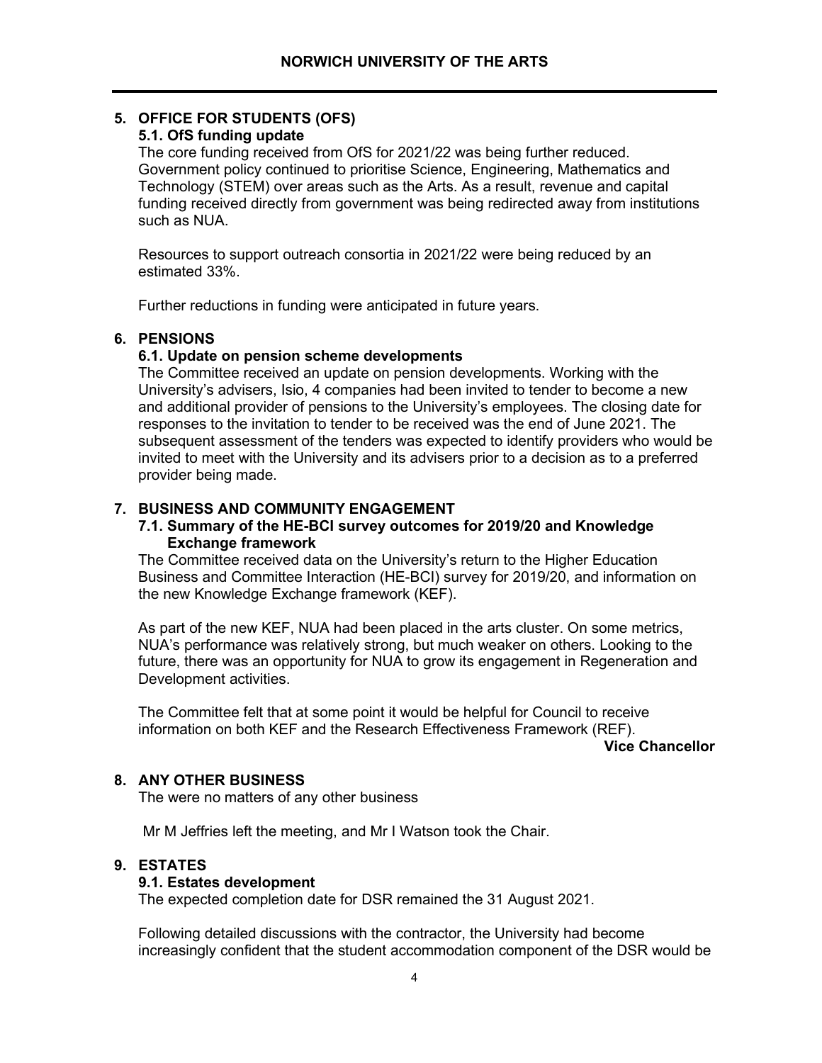## 5. OFFICE FOR STUDENTS (OFS)

### 5.1. OfS funding update

The core funding received from OfS for 2021/22 was being further reduced. Government policy continued to prioritise Science, Engineering, Mathematics and Technology (STEM) over areas such as the Arts. As a result, revenue and capital funding received directly from government was being redirected away from institutions such as NUA.

Resources to support outreach consortia in 2021/22 were being reduced by an estimated 33%.

Further reductions in funding were anticipated in future years.

## 6. PENSIONS

### 6.1. Update on pension scheme developments

The Committee received an update on pension developments. Working with the University's advisers, Isio, 4 companies had been invited to tender to become a new and additional provider of pensions to the University's employees. The closing date for responses to the invitation to tender to be received was the end of June 2021. The subsequent assessment of the tenders was expected to identify providers who would be invited to meet with the University and its advisers prior to a decision as to a preferred provider being made.

## 7. BUSINESS AND COMMUNITY ENGAGEMENT

### 7.1. Summary of the HE-BCI survey outcomes for 2019/20 and Knowledge Exchange framework

The Committee received data on the University's return to the Higher Education Business and Committee Interaction (HE-BCI) survey for 2019/20, and information on the new Knowledge Exchange framework (KEF).

As part of the new KEF, NUA had been placed in the arts cluster. On some metrics, NUA's performance was relatively strong, but much weaker on others. Looking to the future, there was an opportunity for NUA to grow its engagement in Regeneration and Development activities.

The Committee felt that at some point it would be helpful for Council to receive information on both KEF and the Research Effectiveness Framework (REF).

**Vice Chancellor**

## 8. ANY OTHER BUSINESS

The were no matters of any other business

Mr M Jeffries left the meeting, and Mr I Watson took the Chair.

## 9. ESTATES

### 9.1. Estates development

The expected completion date for DSR remained the 31 August 2021.

Following detailed discussions with the contractor, the University had become increasingly confident that the student accommodation component of the DSR would be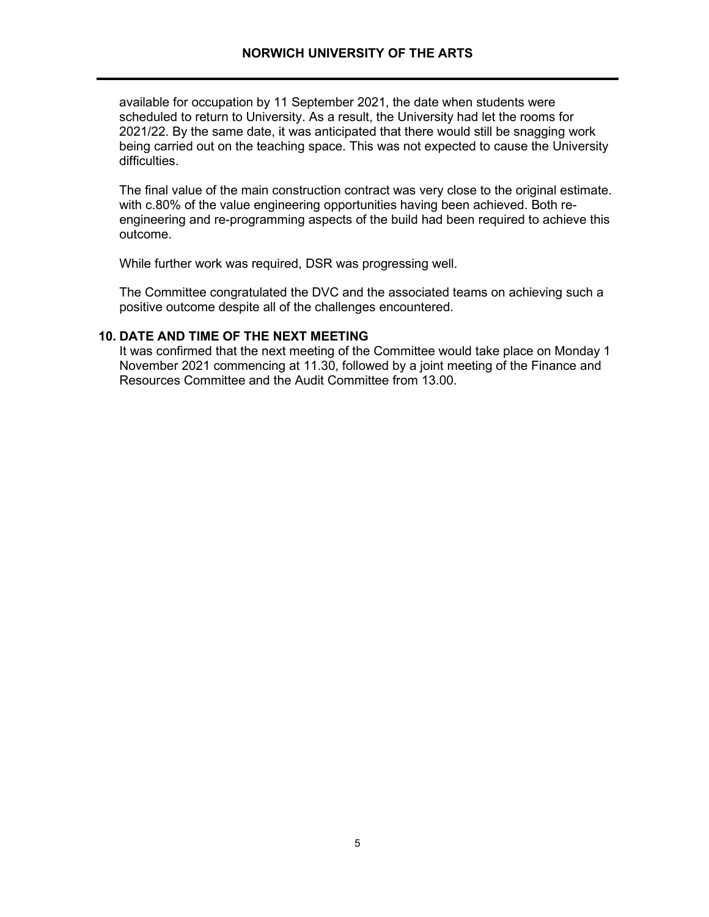available for occupation by 11 September 2021, the date when students were scheduled to return to University. As a result, the University had let the rooms for 2021/22. By the same date, it was anticipated that there would still be snagging work being carried out on the teaching space. This was not expected to cause the University difficulties.

The final value of the main construction contract was very close to the original estimate. with c.80% of the value engineering opportunities having been achieved. Both re-engineering and re-programming aspects of the build had been required to achieve this outcome.

While further work was required, DSR was progressing well.

The Committee congratulated the DVC and the associated teams on achieving such a positive outcome despite all of the challenges encountered.

## 10. DATE AND TIME OF THE NEXT MEETING

It was confirmed that the next meeting of the Committee would take place on Monday 1 November 2021 commencing at 11.30, followed by a joint meeting of the Finance and Resources Committee and the Audit Committee from 13.00.